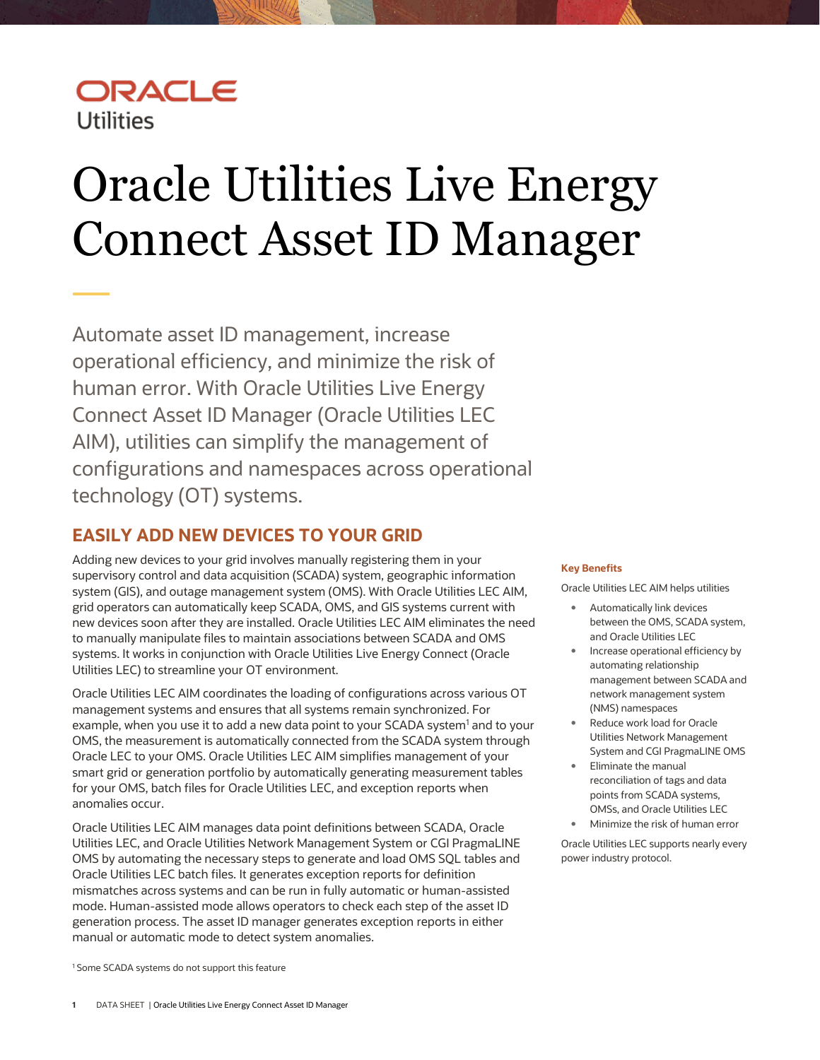ORACLE
Utilities

# Oracle Utilities Live Energy Connect Asset ID Manager

Automate asset ID management, increase operational efficiency, and minimize the risk of human error. With Oracle Utilities Live Energy Connect Asset ID Manager (Oracle Utilities LEC AIM), utilities can simplify the management of configurations and namespaces across operational technology (OT) systems.

## EASILY ADD NEW DEVICES TO YOUR GRID

Adding new devices to your grid involves manually registering them in your supervisory control and data acquisition (SCADA) system, geographic information system (GIS), and outage management system (OMS). With Oracle Utilities LEC AIM, grid operators can automatically keep SCADA, OMS, and GIS systems current with new devices soon after they are installed. Oracle Utilities LEC AIM eliminates the need to manually manipulate files to maintain associations between SCADA and OMS systems. It works in conjunction with Oracle Utilities Live Energy Connect (Oracle Utilities LEC) to streamline your OT environment.

Oracle Utilities LEC AIM coordinates the loading of configurations across various OT management systems and ensures that all systems remain synchronized. For example, when you use it to add a new data point to your SCADA system[1] and to your OMS, the measurement is automatically connected from the SCADA system through Oracle LEC to your OMS. Oracle Utilities LEC AIM simplifies management of your smart grid or generation portfolio by automatically generating measurement tables for your OMS, batch files for Oracle Utilities LEC, and exception reports when anomalies occur.

Oracle Utilities LEC AIM manages data point definitions between SCADA, Oracle Utilities LEC, and Oracle Utilities Network Management System or CGI PragmaLINE OMS by automating the necessary steps to generate and load OMS SQL tables and Oracle Utilities LEC batch files. It generates exception reports for definition mismatches across systems and can be run in fully automatic or human-assisted mode. Human-assisted mode allows operators to check each step of the asset ID generation process. The asset ID manager generates exception reports in either manual or automatic mode to detect system anomalies.

[1] Some SCADA systems do not support this feature

**Key Benefits**

Oracle Utilities LEC AIM helps utilities

- Automatically link devices between the OMS, SCADA system, and Oracle Utilities LEC
- Increase operational efficiency by automating relationship management between SCADA and network management system (NMS) namespaces
- Reduce work load for Oracle Utilities Network Management System and CGI PragmaLINE OMS
- Eliminate the manual reconciliation of tags and data points from SCADA systems, OMSs, and Oracle Utilities LEC
- Minimize the risk of human error

Oracle Utilities LEC supports nearly every power industry protocol.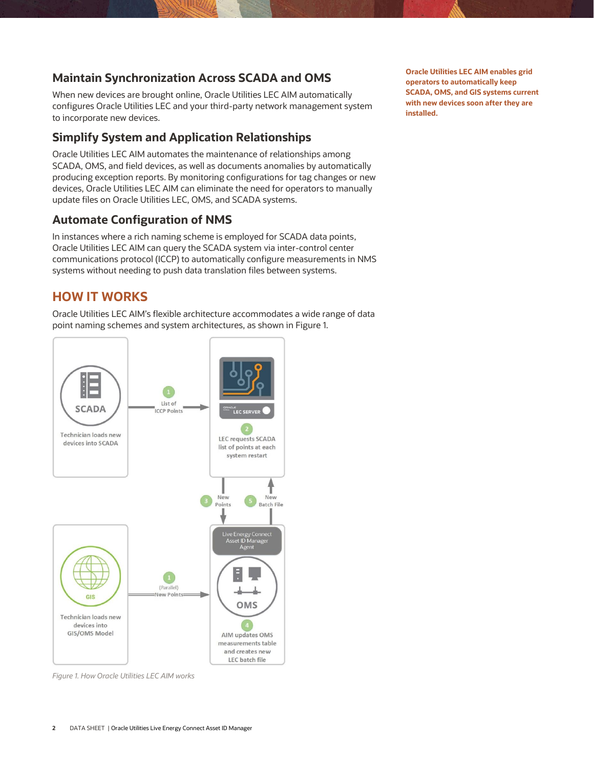## Maintain Synchronization Across SCADA and OMS

When new devices are brought online, Oracle Utilities LEC AIM automatically configures Oracle Utilities LEC and your third-party network management system to incorporate new devices.

**Oracle Utilities LEC AIM enables grid operators to automatically keep SCADA, OMS, and GIS systems current with new devices soon after they are installed.**

## Simplify System and Application Relationships

Oracle Utilities LEC AIM automates the maintenance of relationships among SCADA, OMS, and field devices, as well as documents anomalies by automatically producing exception reports. By monitoring configurations for tag changes or new devices, Oracle Utilities LEC AIM can eliminate the need for operators to manually update files on Oracle Utilities LEC, OMS, and SCADA systems.

## Automate Configuration of NMS

In instances where a rich naming scheme is employed for SCADA data points, Oracle Utilities LEC AIM can query the SCADA system via inter-control center communications protocol (ICCP) to automatically configure measurements in NMS systems without needing to push data translation files between systems.

# HOW IT WORKS

Oracle Utilities LEC AIM's flexible architecture accommodates a wide range of data point naming schemes and system architectures, as shown in Figure 1.

SCADA — Technician loads new devices into SCADA

1 — List of ICCP Points

LEC SERVER

2 — LEC requests SCADA list of points at each system restart

3 — New Points

5 — New Batch File

GIS — Technician loads new devices into GIS/OMS Model

1 — (Parallel) New Points

Live Energy Connect Asset ID Manager Agent

OMS

4 — AIM updates OMS measurements table and creates new LEC batch file

*Figure 1. How Oracle Utilities LEC AIM works*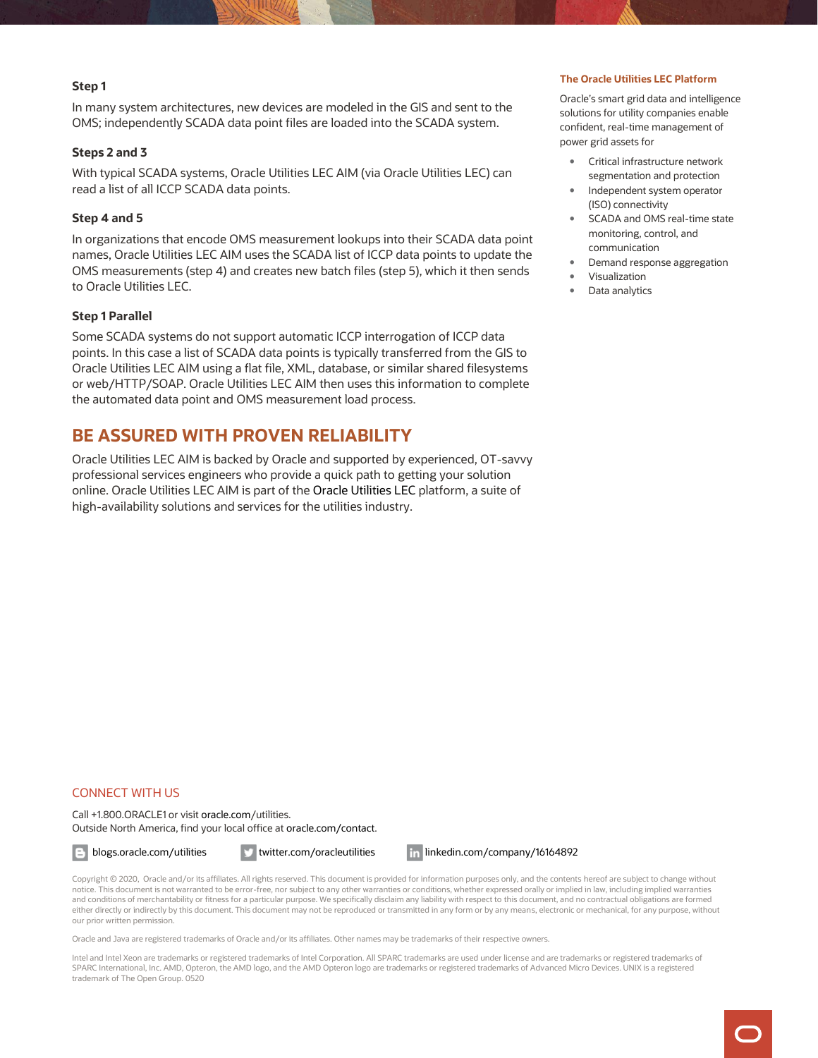### Step 1

In many system architectures, new devices are modeled in the GIS and sent to the OMS; independently SCADA data point files are loaded into the SCADA system.

### Steps 2 and 3

With typical SCADA systems, Oracle Utilities LEC AIM (via Oracle Utilities LEC) can read a list of all ICCP SCADA data points.

### Step 4 and 5

In organizations that encode OMS measurement lookups into their SCADA data point names, Oracle Utilities LEC AIM uses the SCADA list of ICCP data points to update the OMS measurements (step 4) and creates new batch files (step 5), which it then sends to Oracle Utilities LEC.

### Step 1 Parallel

Some SCADA systems do not support automatic ICCP interrogation of ICCP data points. In this case a list of SCADA data points is typically transferred from the GIS to Oracle Utilities LEC AIM using a flat file, XML, database, or similar shared filesystems or web/HTTP/SOAP. Oracle Utilities LEC AIM then uses this information to complete the automated data point and OMS measurement load process.

## BE ASSURED WITH PROVEN RELIABILITY

Oracle Utilities LEC AIM is backed by Oracle and supported by experienced, OT-savvy professional services engineers who provide a quick path to getting your solution online. Oracle Utilities LEC AIM is part of the Oracle Utilities LEC platform, a suite of high-availability solutions and services for the utilities industry.

**The Oracle Utilities LEC Platform**

Oracle's smart grid data and intelligence solutions for utility companies enable confident, real-time management of power grid assets for

- Critical infrastructure network segmentation and protection
- Independent system operator (ISO) connectivity
- SCADA and OMS real-time state monitoring, control, and communication
- Demand response aggregation
- Visualization
- Data analytics

## CONNECT WITH US

Call +1.800.ORACLE1 or visit oracle.com/utilities.
Outside North America, find your local office at oracle.com/contact.

blogs.oracle.com/utilities    twitter.com/oracleutilities    linkedin.com/company/16164892

Copyright © 2020, Oracle and/or its affiliates. All rights reserved. This document is provided for information purposes only, and the contents hereof are subject to change without notice. This document is not warranted to be error-free, nor subject to any other warranties or conditions, whether expressed orally or implied in law, including implied warranties and conditions of merchantability or fitness for a particular purpose. We specifically disclaim any liability with respect to this document, and no contractual obligations are formed either directly or indirectly by this document. This document may not be reproduced or transmitted in any form or by any means, electronic or mechanical, for any purpose, without our prior written permission.

Oracle and Java are registered trademarks of Oracle and/or its affiliates. Other names may be trademarks of their respective owners.

Intel and Intel Xeon are trademarks or registered trademarks of Intel Corporation. All SPARC trademarks are used under license and are trademarks or registered trademarks of SPARC International, Inc. AMD, Opteron, the AMD logo, and the AMD Opteron logo are trademarks or registered trademarks of Advanced Micro Devices. UNIX is a registered trademark of The Open Group. 0520